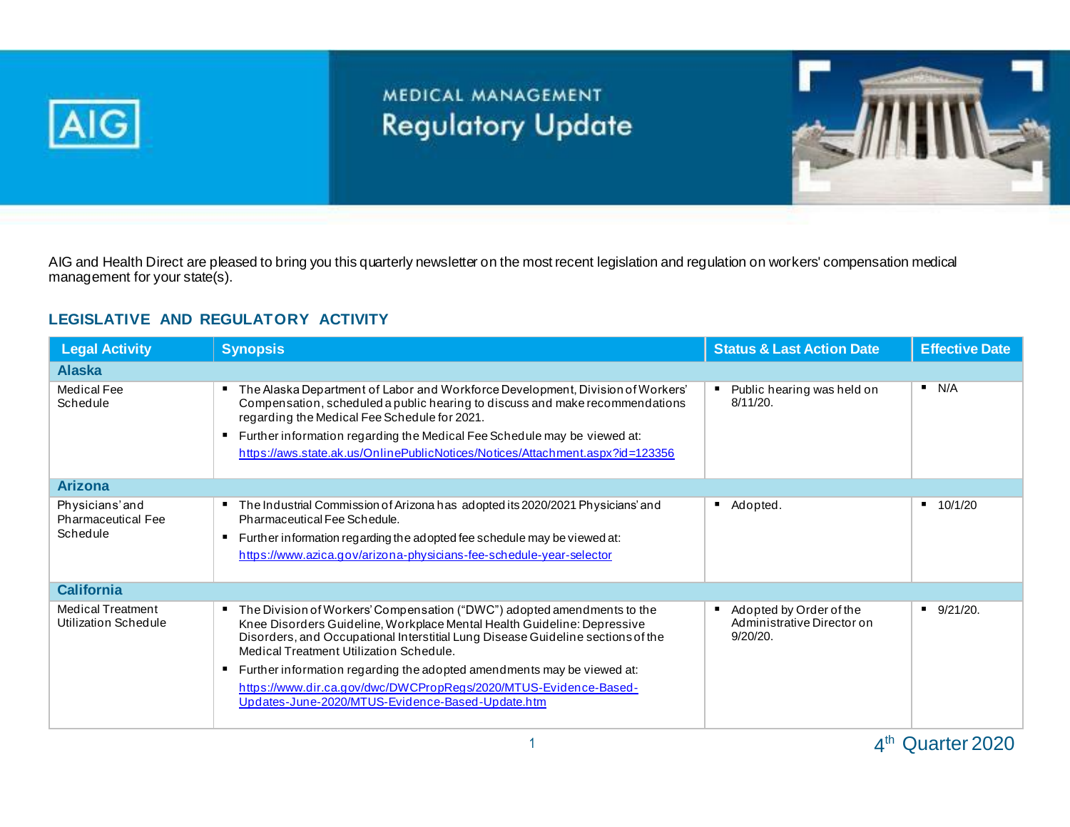# MEDICAL MANAGEMENT
# Regulatory Update

AIG and Health Direct are pleased to bring you this quarterly newsletter on the most recent legislation and regulation on workers' compensation medical management for your state(s).

## LEGISLATIVE AND REGULATORY ACTIVITY

| Legal Activity | Synopsis | Status & Last Action Date | Effective Date |
|---|---|---|---|
| **Alaska** | | | |
| Medical Fee Schedule | ▪ The Alaska Department of Labor and Workforce Development, Division of Workers' Compensation, scheduled a public hearing to discuss and make recommendations regarding the Medical Fee Schedule for 2021.<br>▪ Further information regarding the Medical Fee Schedule may be viewed at: https://aws.state.ak.us/OnlinePublicNotices/Notices/Attachment.aspx?id=123356 | ▪ Public hearing was held on 8/11/20. | ▪ N/A |
| **Arizona** | | | |
| Physicians' and Pharmaceutical Fee Schedule | ▪ The Industrial Commission of Arizona has adopted its 2020/2021 Physicians' and Pharmaceutical Fee Schedule.<br>▪ Further information regarding the adopted fee schedule may be viewed at: https://www.azica.gov/arizona-physicians-fee-schedule-year-selector | ▪ Adopted. | ▪ 10/1/20 |
| **California** | | | |
| Medical Treatment Utilization Schedule | ▪ The Division of Workers' Compensation ("DWC") adopted amendments to the Knee Disorders Guideline, Workplace Mental Health Guideline: Depressive Disorders, and Occupational Interstitial Lung Disease Guideline sections of the Medical Treatment Utilization Schedule.<br>▪ Further information regarding the adopted amendments may be viewed at: https://www.dir.ca.gov/dwc/DWCPropRegs/2020/MTUS-Evidence-Based-Updates-June-2020/MTUS-Evidence-Based-Update.htm | ▪ Adopted by Order of the Administrative Director on 9/20/20. | ▪ 9/21/20. |

4th Quarter 2020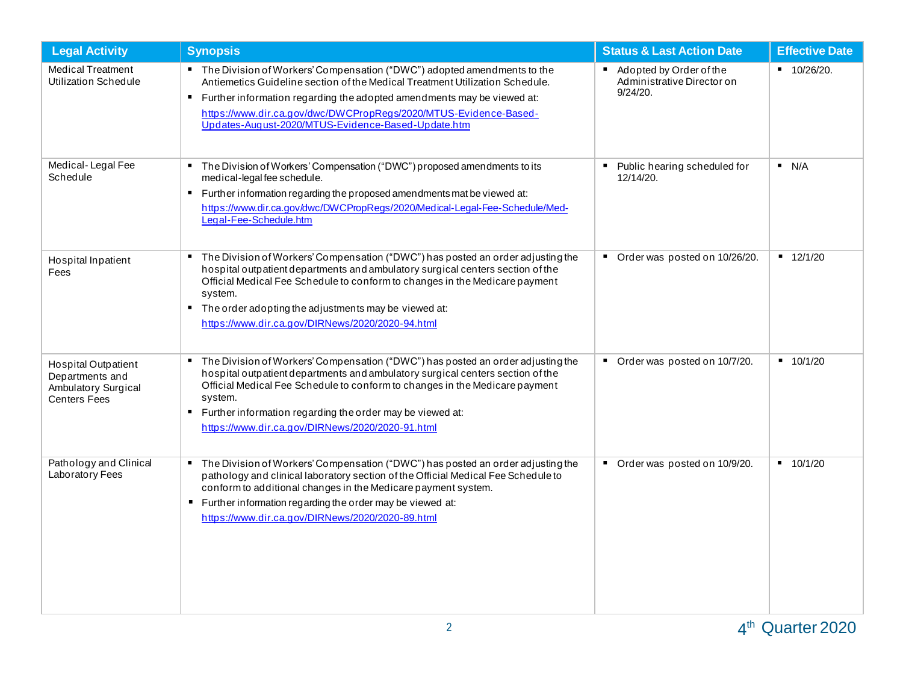| Legal Activity | Synopsis | Status & Last Action Date | Effective Date |
|---|---|---|---|
| Medical Treatment Utilization Schedule | ▪ The Division of Workers' Compensation ("DWC") adopted amendments to the Antiemetics Guideline section of the Medical Treatment Utilization Schedule.<br>▪ Further information regarding the adopted amendments may be viewed at: https://www.dir.ca.gov/dwc/DWCPropRegs/2020/MTUS-Evidence-Based-Updates-August-2020/MTUS-Evidence-Based-Update.htm | ▪ Adopted by Order of the Administrative Director on 9/24/20. | ▪ 10/26/20. |
| Medical- Legal Fee Schedule | ▪ The Division of Workers' Compensation ("DWC") proposed amendments to its medical-legal fee schedule.<br>▪ Further information regarding the proposed amendments mat be viewed at: https://www.dir.ca.gov/dwc/DWCPropRegs/2020/Medical-Legal-Fee-Schedule/Med-Legal-Fee-Schedule.htm | ▪ Public hearing scheduled for 12/14/20. | ▪ N/A |
| Hospital Inpatient Fees | ▪ The Division of Workers' Compensation ("DWC") has posted an order adjusting the hospital outpatient departments and ambulatory surgical centers section of the Official Medical Fee Schedule to conform to changes in the Medicare payment system.<br>▪ The order adopting the adjustments may be viewed at: https://www.dir.ca.gov/DIRNews/2020/2020-94.html | ▪ Order was posted on 10/26/20. | ▪ 12/1/20 |
| Hospital Outpatient Departments and Ambulatory Surgical Centers Fees | ▪ The Division of Workers' Compensation ("DWC") has posted an order adjusting the hospital outpatient departments and ambulatory surgical centers section of the Official Medical Fee Schedule to conform to changes in the Medicare payment system.<br>▪ Further information regarding the order may be viewed at: https://www.dir.ca.gov/DIRNews/2020/2020-91.html | ▪ Order was posted on 10/7/20. | ▪ 10/1/20 |
| Pathology and Clinical Laboratory Fees | ▪ The Division of Workers' Compensation ("DWC") has posted an order adjusting the pathology and clinical laboratory section of the Official Medical Fee Schedule to conform to additional changes in the Medicare payment system.<br>▪ Further information regarding the order may be viewed at: https://www.dir.ca.gov/DIRNews/2020/2020-89.html | ▪ Order was posted on 10/9/20. | ▪ 10/1/20 |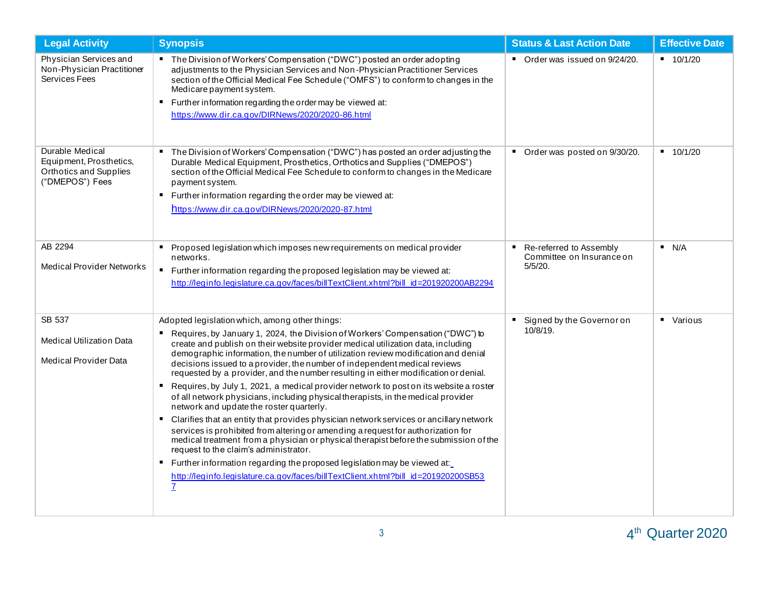| Legal Activity | Synopsis | Status & Last Action Date | Effective Date |
|---|---|---|---|
| Physician Services and Non-Physician Practitioner Services Fees | ▪ The Division of Workers' Compensation ("DWC") posted an order adopting adjustments to the Physician Services and Non-Physician Practitioner Services section of the Official Medical Fee Schedule ("OMFS") to conform to changes in the Medicare payment system.<br>▪ Further information regarding the order may be viewed at: https://www.dir.ca.gov/DIRNews/2020/2020-86.html | ▪ Order was issued on 9/24/20. | ▪ 10/1/20 |
| Durable Medical Equipment, Prosthetics, Orthotics and Supplies ("DMEPOS") Fees | ▪ The Division of Workers' Compensation ("DWC") has posted an order adjusting the Durable Medical Equipment, Prosthetics, Orthotics and Supplies ("DMEPOS") section of the Official Medical Fee Schedule to conform to changes in the Medicare payment system.<br>▪ Further information regarding the order may be viewed at: https://www.dir.ca.gov/DIRNews/2020/2020-87.html | ▪ Order was posted on 9/30/20. | ▪ 10/1/20 |
| AB 2294<br><br>Medical Provider Networks | ▪ Proposed legislation which imposes new requirements on medical provider networks.<br>▪ Further information regarding the proposed legislation may be viewed at: http://leginfo.legislature.ca.gov/faces/billTextClient.xhtml?bill_id=201920200AB2294 | ▪ Re-referred to Assembly Committee on Insurance on 5/5/20. | ▪ N/A |
| SB 537<br><br>Medical Utilization Data<br><br>Medical Provider Data | Adopted legislation which, among other things:<br>▪ Requires, by January 1, 2024, the Division of Workers' Compensation ("DWC") to create and publish on their website provider medical utilization data, including demographic information, the number of utilization review modification and denial decisions issued to a provider, the number of independent medical reviews requested by a provider, and the number resulting in either modification or denial.<br>▪ Requires, by July 1, 2021, a medical provider network to post on its website a roster of all network physicians, including physical therapists, in the medical provider network and update the roster quarterly.<br>▪ Clarifies that an entity that provides physician network services or ancillary network services is prohibited from altering or amending a request for authorization for medical treatment from a physician or physical therapist before the submission of the request to the claim's administrator.<br>▪ Further information regarding the proposed legislation may be viewed at: http://leginfo.legislature.ca.gov/faces/billTextClient.xhtml?bill_id=201920200SB537 | ▪ Signed by the Governor on 10/8/19. | ▪ Various |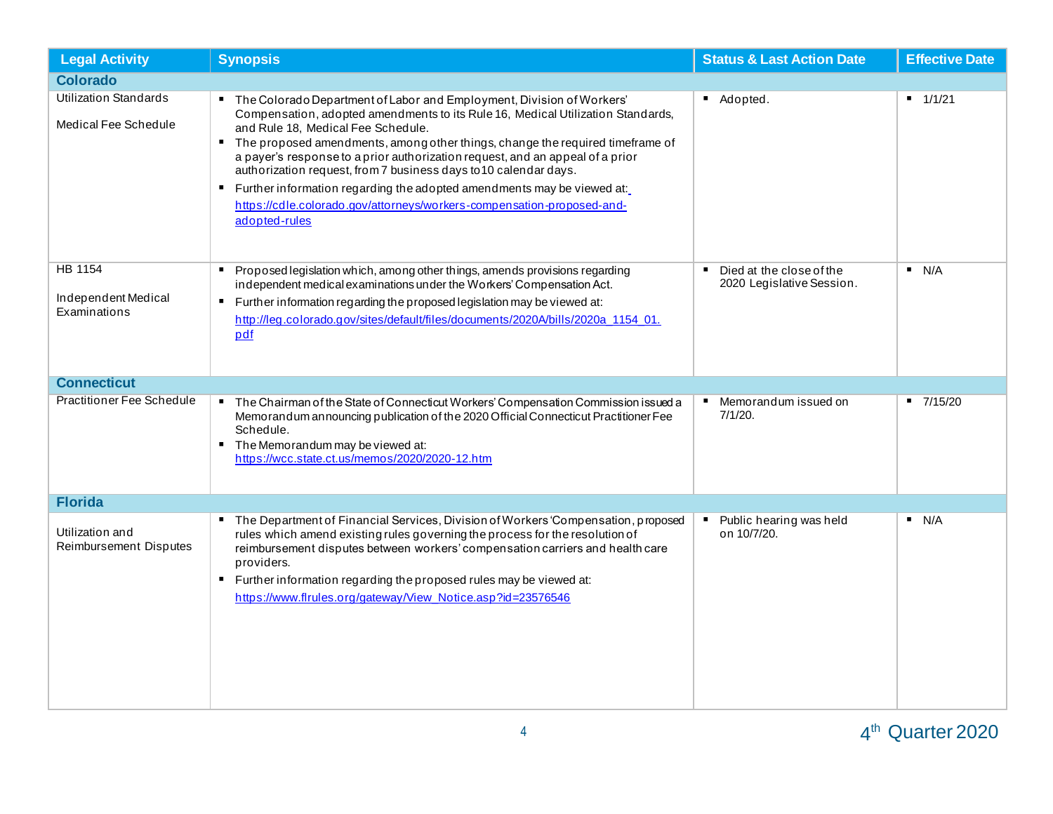| Legal Activity | Synopsis | Status & Last Action Date | Effective Date |
|---|---|---|---|
| **Colorado** | | | |
| Utilization Standards<br><br>Medical Fee Schedule | ▪ The Colorado Department of Labor and Employment, Division of Workers' Compensation, adopted amendments to its Rule 16, Medical Utilization Standards, and Rule 18, Medical Fee Schedule.<br>▪ The proposed amendments, among other things, change the required timeframe of a payer's response to a prior authorization request, and an appeal of a prior authorization request, from 7 business days to 10 calendar days.<br>▪ Further information regarding the adopted amendments may be viewed at: https://cdle.colorado.gov/attorneys/workers-compensation-proposed-and-adopted-rules | ▪ Adopted. | ▪ 1/1/21 |
| HB 1154<br><br>Independent Medical Examinations | ▪ Proposed legislation which, among other things, amends provisions regarding independent medical examinations under the Workers' Compensation Act.<br>▪ Further information regarding the proposed legislation may be viewed at: http://leg.colorado.gov/sites/default/files/documents/2020A/bills/2020a_1154_01.pdf | ▪ Died at the close of the 2020 Legislative Session. | ▪ N/A |
| **Connecticut** | | | |
| Practitioner Fee Schedule | ▪ The Chairman of the State of Connecticut Workers' Compensation Commission issued a Memorandum announcing publication of the 2020 Official Connecticut Practitioner Fee Schedule.<br>▪ The Memorandum may be viewed at: https://wcc.state.ct.us/memos/2020/2020-12.htm | ▪ Memorandum issued on 7/1/20. | ▪ 7/15/20 |
| **Florida** | | | |
| Utilization and Reimbursement Disputes | ▪ The Department of Financial Services, Division of Workers 'Compensation, proposed rules which amend existing rules governing the process for the resolution of reimbursement disputes between workers' compensation carriers and health care providers.<br>▪ Further information regarding the proposed rules may be viewed at: https://www.flrules.org/gateway/View_Notice.asp?id=23576546 | ▪ Public hearing was held on 10/7/20. | ▪ N/A |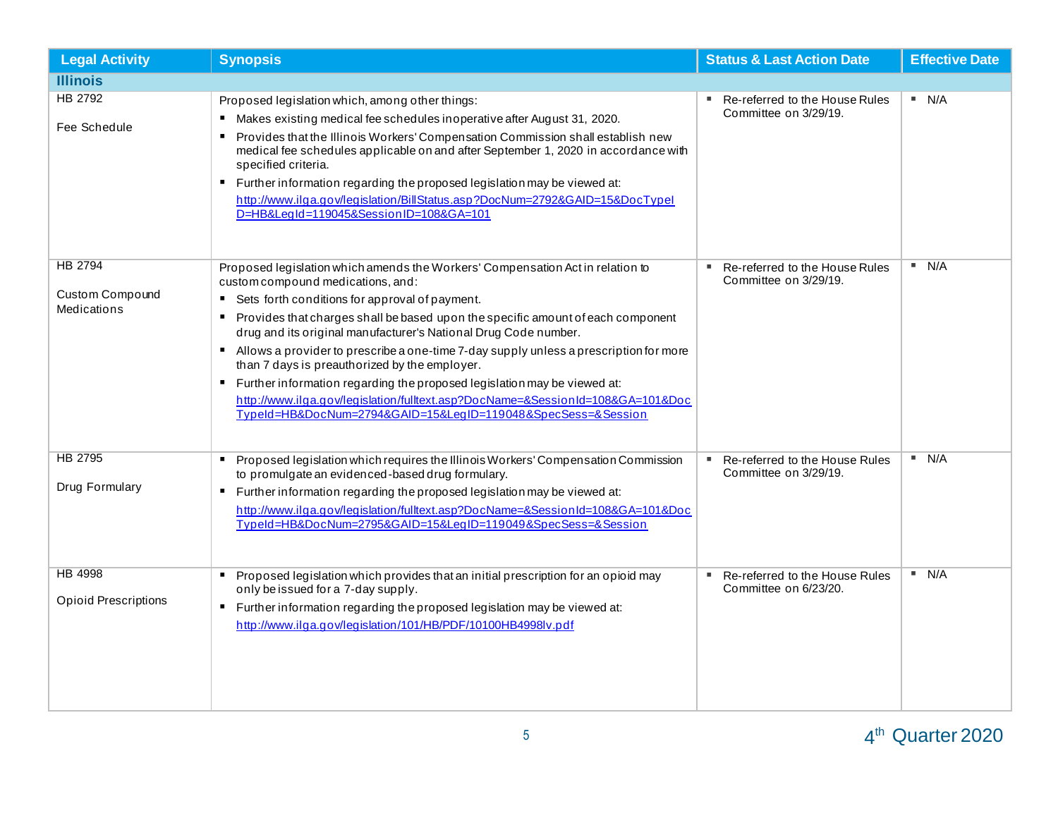| Legal Activity | Synopsis | Status & Last Action Date | Effective Date |
|---|---|---|---|
| **Illinois** | | | |
| HB 2792<br><br>Fee Schedule | Proposed legislation which, among other things:<br>▪ Makes existing medical fee schedules inoperative after August 31, 2020.<br>▪ Provides that the Illinois Workers' Compensation Commission shall establish new medical fee schedules applicable on and after September 1, 2020 in accordance with specified criteria.<br>▪ Further information regarding the proposed legislation may be viewed at: http://www.ilga.gov/legislation/BillStatus.asp?DocNum=2792&GAID=15&DocTypeID=HB&LegId=119045&SessionID=108&GA=101 | ▪ Re-referred to the House Rules Committee on 3/29/19. | ▪ N/A |
| HB 2794<br><br>Custom Compound Medications | Proposed legislation which amends the Workers' Compensation Act in relation to custom compound medications, and:<br>▪ Sets forth conditions for approval of payment.<br>▪ Provides that charges shall be based upon the specific amount of each component drug and its original manufacturer's National Drug Code number.<br>▪ Allows a provider to prescribe a one-time 7-day supply unless a prescription for more than 7 days is preauthorized by the employer.<br>▪ Further information regarding the proposed legislation may be viewed at: http://www.ilga.gov/legislation/fulltext.asp?DocName=&SessionId=108&GA=101&DocTypeId=HB&DocNum=2794&GAID=15&LegID=119048&SpecSess=&Session | ▪ Re-referred to the House Rules Committee on 3/29/19. | ▪ N/A |
| HB 2795<br><br>Drug Formulary | ▪ Proposed legislation which requires the Illinois Workers' Compensation Commission to promulgate an evidenced-based drug formulary.<br>▪ Further information regarding the proposed legislation may be viewed at: http://www.ilga.gov/legislation/fulltext.asp?DocName=&SessionId=108&GA=101&DocTypeId=HB&DocNum=2795&GAID=15&LegID=119049&SpecSess=&Session | ▪ Re-referred to the House Rules Committee on 3/29/19. | ▪ N/A |
| HB 4998<br><br>Opioid Prescriptions | ▪ Proposed legislation which provides that an initial prescription for an opioid may only be issued for a 7-day supply.<br>▪ Further information regarding the proposed legislation may be viewed at: http://www.ilga.gov/legislation/101/HB/PDF/10100HB4998lv.pdf | ▪ Re-referred to the House Rules Committee on 6/23/20. | ▪ N/A |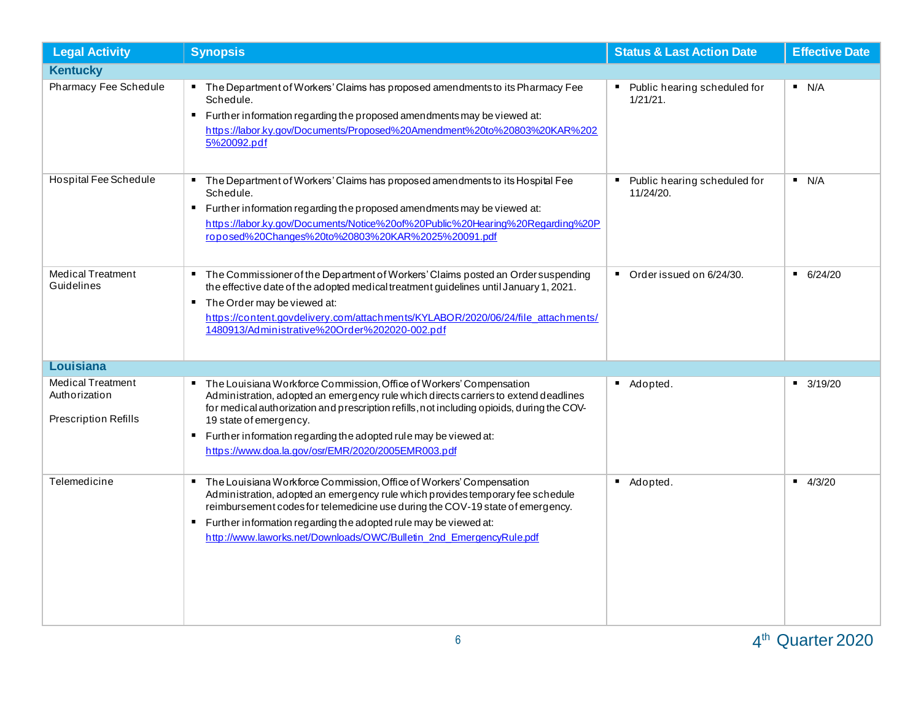| Legal Activity | Synopsis | Status & Last Action Date | Effective Date |
|---|---|---|---|
| **Kentucky** | | | |
| Pharmacy Fee Schedule | ▪ The Department of Workers' Claims has proposed amendments to its Pharmacy Fee Schedule.<br>▪ Further information regarding the proposed amendments may be viewed at: https://labor.ky.gov/Documents/Proposed%20Amendment%20to%20803%20KAR%2025%20092.pdf | ▪ Public hearing scheduled for 1/21/21. | ▪ N/A |
| Hospital Fee Schedule | ▪ The Department of Workers' Claims has proposed amendments to its Hospital Fee Schedule.<br>▪ Further information regarding the proposed amendments may be viewed at: https://labor.ky.gov/Documents/Notice%20of%20Public%20Hearing%20Regarding%20Proposed%20Changes%20to%20803%20KAR%2025%20091.pdf | ▪ Public hearing scheduled for 11/24/20. | ▪ N/A |
| Medical Treatment Guidelines | ▪ The Commissioner of the Department of Workers' Claims posted an Order suspending the effective date of the adopted medical treatment guidelines until January 1, 2021.<br>▪ The Order may be viewed at: https://content.govdelivery.com/attachments/KYLABOR/2020/06/24/file_attachments/1480913/Administrative%20Order%202020-002.pdf | ▪ Order issued on 6/24/30. | ▪ 6/24/20 |
| **Louisiana** | | | |
| Medical Treatment Authorization<br><br>Prescription Refills | ▪ The Louisiana Workforce Commission, Office of Workers' Compensation Administration, adopted an emergency rule which directs carriers to extend deadlines for medical authorization and prescription refills, not including opioids, during the COV-19 state of emergency.<br>▪ Further information regarding the adopted rule may be viewed at: https://www.doa.la.gov/osr/EMR/2020/2005EMR003.pdf | ▪ Adopted. | ▪ 3/19/20 |
| Telemedicine | ▪ The Louisiana Workforce Commission, Office of Workers' Compensation Administration, adopted an emergency rule which provides temporary fee schedule reimbursement codes for telemedicine use during the COV-19 state of emergency.<br>▪ Further information regarding the adopted rule may be viewed at: http://www.laworks.net/Downloads/OWC/Bulletin_2nd_EmergencyRule.pdf | ▪ Adopted. | ▪ 4/3/20 |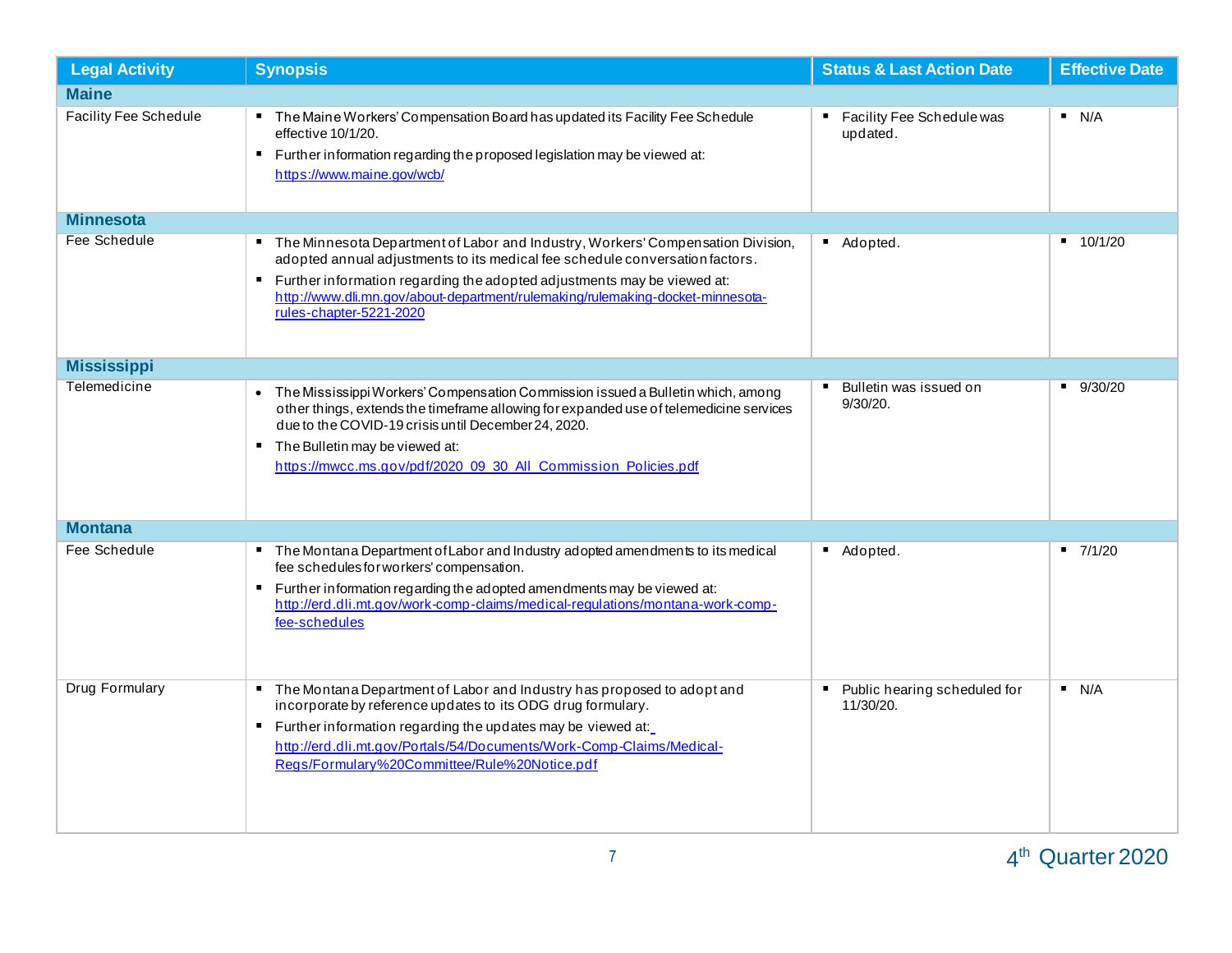| Legal Activity | Synopsis | Status & Last Action Date | Effective Date |
|---|---|---|---|
| **Maine** | | | |
| Facility Fee Schedule | ▪ The Maine Workers' Compensation Board has updated its Facility Fee Schedule effective 10/1/20.<br>▪ Further information regarding the proposed legislation may be viewed at: https://www.maine.gov/wcb/ | ▪ Facility Fee Schedule was updated. | ▪ N/A |
| **Minnesota** | | | |
| Fee Schedule | ▪ The Minnesota Department of Labor and Industry, Workers' Compensation Division, adopted annual adjustments to its medical fee schedule conversation factors.<br>▪ Further information regarding the adopted adjustments may be viewed at: http://www.dli.mn.gov/about-department/rulemaking/rulemaking-docket-minnesota-rules-chapter-5221-2020 | ▪ Adopted. | ▪ 10/1/20 |
| **Mississippi** | | | |
| Telemedicine | • The Mississippi Workers' Compensation Commission issued a Bulletin which, among other things, extends the timeframe allowing for expanded use of telemedicine services due to the COVID-19 crisis until December 24, 2020.<br>▪ The Bulletin may be viewed at: https://mwcc.ms.gov/pdf/2020_09_30_All_Commission_Policies.pdf | ▪ Bulletin was issued on 9/30/20. | ▪ 9/30/20 |
| **Montana** | | | |
| Fee Schedule | ▪ The Montana Department of Labor and Industry adopted amendments to its medical fee schedules for workers' compensation.<br>▪ Further information regarding the adopted amendments may be viewed at: http://erd.dli.mt.gov/work-comp-claims/medical-regulations/montana-work-comp-fee-schedules | ▪ Adopted. | ▪ 7/1/20 |
| Drug Formulary | ▪ The Montana Department of Labor and Industry has proposed to adopt and incorporate by reference updates to its ODG drug formulary.<br>▪ Further information regarding the updates may be viewed at: http://erd.dli.mt.gov/Portals/54/Documents/Work-Comp-Claims/Medical-Regs/Formulary%20Committee/Rule%20Notice.pdf | ▪ Public hearing scheduled for 11/30/20. | ▪ N/A |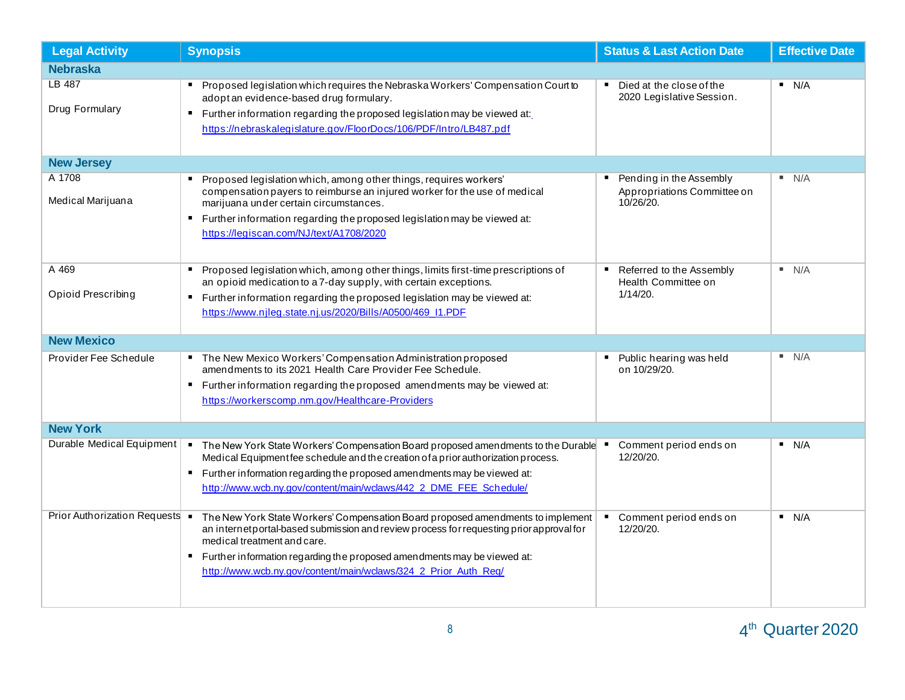| Legal Activity | Synopsis | Status & Last Action Date | Effective Date |
|---|---|---|---|
| **Nebraska** | | | |
| LB 487<br><br>Drug Formulary | ▪ Proposed legislation which requires the Nebraska Workers' Compensation Court to adopt an evidence-based drug formulary.<br>▪ Further information regarding the proposed legislation may be viewed at: https://nebraskalegislature.gov/FloorDocs/106/PDF/Intro/LB487.pdf | ▪ Died at the close of the 2020 Legislative Session. | ▪ N/A |
| **New Jersey** | | | |
| A 1708<br><br>Medical Marijuana | ▪ Proposed legislation which, among other things, requires workers' compensation payers to reimburse an injured worker for the use of medical marijuana under certain circumstances.<br>▪ Further information regarding the proposed legislation may be viewed at: https://legiscan.com/NJ/text/A1708/2020 | ▪ Pending in the Assembly Appropriations Committee on 10/26/20. | ▪ N/A |
| A 469<br><br>Opioid Prescribing | ▪ Proposed legislation which, among other things, limits first-time prescriptions of an opioid medication to a 7-day supply, with certain exceptions.<br>▪ Further information regarding the proposed legislation may be viewed at: https://www.njleg.state.nj.us/2020/Bills/A0500/469_I1.PDF | ▪ Referred to the Assembly Health Committee on 1/14/20. | ▪ N/A |
| **New Mexico** | | | |
| Provider Fee Schedule | ▪ The New Mexico Workers' Compensation Administration proposed amendments to its 2021 Health Care Provider Fee Schedule.<br>▪ Further information regarding the proposed amendments may be viewed at: https://workerscomp.nm.gov/Healthcare-Providers | ▪ Public hearing was held on 10/29/20. | ▪ N/A |
| **New York** | | | |
| Durable Medical Equipment | ▪ The New York State Workers' Compensation Board proposed amendments to the Durable Medical Equipment fee schedule and the creation of a prior authorization process.<br>▪ Further information regarding the proposed amendments may be viewed at: http://www.wcb.ny.gov/content/main/wclaws/442_2_DME_FEE_Schedule/ | ▪ Comment period ends on 12/20/20. | ▪ N/A |
| Prior Authorization Requests | ▪ The New York State Workers' Compensation Board proposed amendments to implement an internet portal-based submission and review process for requesting prior approval for medical treatment and care.<br>▪ Further information regarding the proposed amendments may be viewed at: http://www.wcb.ny.gov/content/main/wclaws/324_2_Prior_Auth_Req/ | ▪ Comment period ends on 12/20/20. | ▪ N/A |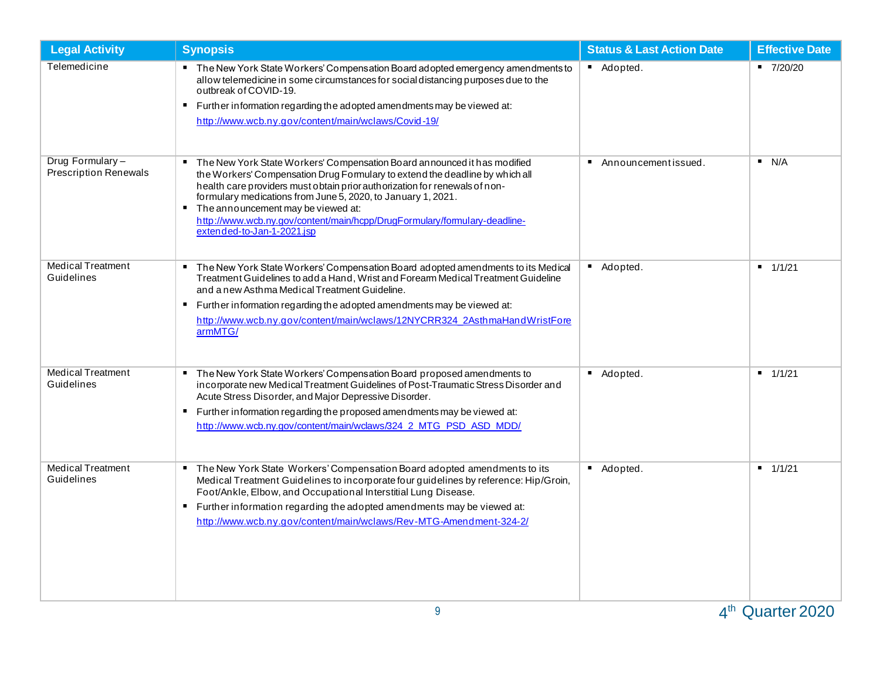| Legal Activity | Synopsis | Status & Last Action Date | Effective Date |
|---|---|---|---|
| Telemedicine | ▪ The New York State Workers' Compensation Board adopted emergency amendments to allow telemedicine in some circumstances for social distancing purposes due to the outbreak of COVID-19. ▪ Further information regarding the adopted amendments may be viewed at: http://www.wcb.ny.gov/content/main/wclaws/Covid-19/ | ▪ Adopted. | ▪ 7/20/20 |
| Drug Formulary – Prescription Renewals | ▪ The New York State Workers' Compensation Board announced it has modified the Workers' Compensation Drug Formulary to extend the deadline by which all health care providers must obtain prior authorization for renewals of non-formulary medications from June 5, 2020, to January 1, 2021. ▪ The announcement may be viewed at: http://www.wcb.ny.gov/content/main/hcpp/DrugFormulary/formulary-deadline-extended-to-Jan-1-2021.jsp | ▪ Announcement issued. | ▪ N/A |
| Medical Treatment Guidelines | ▪ The New York State Workers' Compensation Board adopted amendments to its Medical Treatment Guidelines to add a Hand, Wrist and Forearm Medical Treatment Guideline and a new Asthma Medical Treatment Guideline. ▪ Further information regarding the adopted amendments may be viewed at: http://www.wcb.ny.gov/content/main/wclaws/12NYCRR324_2AsthmaHandWristForearmMTG/ | ▪ Adopted. | ▪ 1/1/21 |
| Medical Treatment Guidelines | ▪ The New York State Workers' Compensation Board proposed amendments to incorporate new Medical Treatment Guidelines of Post-Traumatic Stress Disorder and Acute Stress Disorder, and Major Depressive Disorder. ▪ Further information regarding the proposed amendments may be viewed at: http://www.wcb.ny.gov/content/main/wclaws/324_2_MTG_PSD_ASD_MDD/ | ▪ Adopted. | ▪ 1/1/21 |
| Medical Treatment Guidelines | ▪ The New York State Workers' Compensation Board adopted amendments to its Medical Treatment Guidelines to incorporate four guidelines by reference: Hip/Groin, Foot/Ankle, Elbow, and Occupational Interstitial Lung Disease. ▪ Further information regarding the adopted amendments may be viewed at: http://www.wcb.ny.gov/content/main/wclaws/Rev-MTG-Amendment-324-2/ | ▪ Adopted. | ▪ 1/1/21 |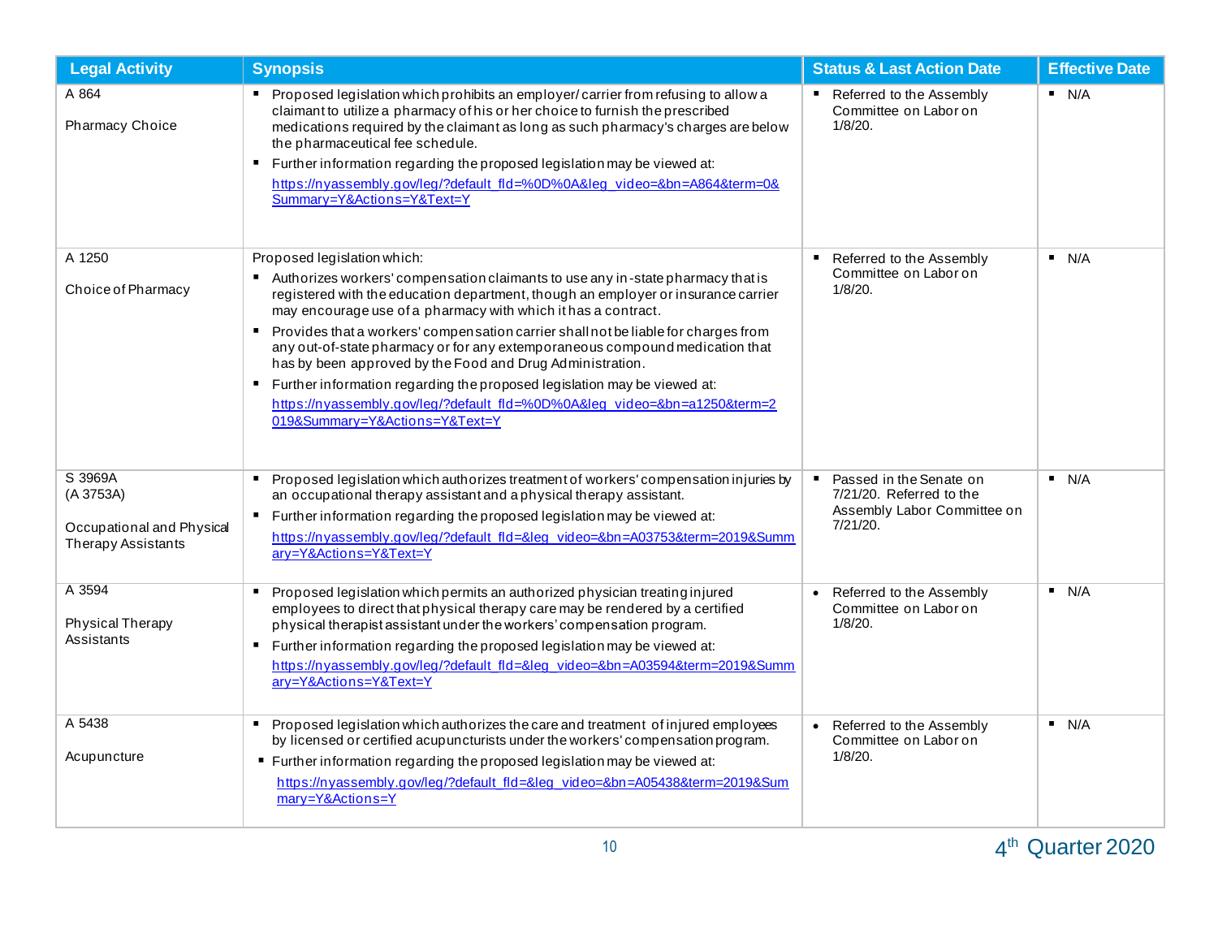| Legal Activity | Synopsis | Status & Last Action Date | Effective Date |
|---|---|---|---|
| A 864<br><br>Pharmacy Choice | ▪ Proposed legislation which prohibits an employer/ carrier from refusing to allow a claimant to utilize a pharmacy of his or her choice to furnish the prescribed medications required by the claimant as long as such pharmacy's charges are below the pharmaceutical fee schedule.<br>▪ Further information regarding the proposed legislation may be viewed at: https://nyassembly.gov/leg/?default_fld=%0D%0A&leg_video=&bn=A864&term=0&Summary=Y&Actions=Y&Text=Y | ▪ Referred to the Assembly Committee on Labor on 1/8/20. | ▪ N/A |
| A 1250<br><br>Choice of Pharmacy | Proposed legislation which:<br>▪ Authorizes workers' compensation claimants to use any in-state pharmacy that is registered with the education department, though an employer or insurance carrier may encourage use of a pharmacy with which it has a contract.<br>▪ Provides that a workers' compensation carrier shall not be liable for charges from any out-of-state pharmacy or for any extemporaneous compound medication that has by been approved by the Food and Drug Administration.<br>▪ Further information regarding the proposed legislation may be viewed at: https://nyassembly.gov/leg/?default_fld=%0D%0A&leg_video=&bn=a1250&term=2019&Summary=Y&Actions=Y&Text=Y | ▪ Referred to the Assembly Committee on Labor on 1/8/20. | ▪ N/A |
| S 3969A<br>(A 3753A)<br><br>Occupational and Physical Therapy Assistants | ▪ Proposed legislation which authorizes treatment of workers' compensation injuries by an occupational therapy assistant and a physical therapy assistant.<br>▪ Further information regarding the proposed legislation may be viewed at: https://nyassembly.gov/leg/?default_fld=&leg_video=&bn=A03753&term=2019&Summary=Y&Actions=Y&Text=Y | ▪ Passed in the Senate on 7/21/20. Referred to the Assembly Labor Committee on 7/21/20. | ▪ N/A |
| A 3594<br><br>Physical Therapy Assistants | ▪ Proposed legislation which permits an authorized physician treating injured employees to direct that physical therapy care may be rendered by a certified physical therapist assistant under the workers' compensation program.<br>▪ Further information regarding the proposed legislation may be viewed at: https://nyassembly.gov/leg/?default_fld=&leg_video=&bn=A03594&term=2019&Summary=Y&Actions=Y&Text=Y | • Referred to the Assembly Committee on Labor on 1/8/20. | ▪ N/A |
| A 5438<br><br>Acupuncture | ▪ Proposed legislation which authorizes the care and treatment of injured employees by licensed or certified acupuncturists under the workers' compensation program.<br>▪ Further information regarding the proposed legislation may be viewed at: https://nyassembly.gov/leg/?default_fld=&leg_video=&bn=A05438&term=2019&Summary=Y&Actions=Y | • Referred to the Assembly Committee on Labor on 1/8/20. | ▪ N/A |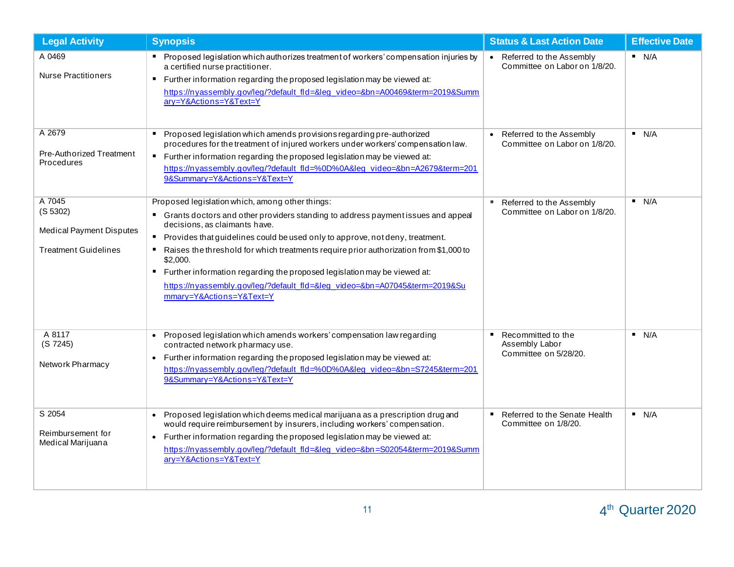| Legal Activity | Synopsis | Status & Last Action Date | Effective Date |
|---|---|---|---|
| A 0469<br><br>Nurse Practitioners | ▪ Proposed legislation which authorizes treatment of workers' compensation injuries by a certified nurse practitioner.<br>▪ Further information regarding the proposed legislation may be viewed at: https://nyassembly.gov/leg/?default_fld=&leg_video=&bn=A00469&term=2019&Summary=Y&Actions=Y&Text=Y | • Referred to the Assembly Committee on Labor on 1/8/20. | ▪ N/A |
| A 2679<br><br>Pre-Authorized Treatment Procedures | ▪ Proposed legislation which amends provisions regarding pre-authorized procedures for the treatment of injured workers under workers' compensation law.<br>▪ Further information regarding the proposed legislation may be viewed at: https://nyassembly.gov/leg/?default_fld=%0D%0A&leg_video=&bn=A2679&term=2019&Summary=Y&Actions=Y&Text=Y | • Referred to the Assembly Committee on Labor on 1/8/20. | ▪ N/A |
| A 7045<br>(S 5302)<br><br>Medical Payment Disputes<br><br>Treatment Guidelines | Proposed legislation which, among other things:<br>▪ Grants doctors and other providers standing to address payment issues and appeal decisions, as claimants have.<br>▪ Provides that guidelines could be used only to approve, not deny, treatment.<br>▪ Raises the threshold for which treatments require prior authorization from $1,000 to $2,000.<br>▪ Further information regarding the proposed legislation may be viewed at: https://nyassembly.gov/leg/?default_fld=&leg_video=&bn=A07045&term=2019&Summary=Y&Actions=Y&Text=Y | ▪ Referred to the Assembly Committee on Labor on 1/8/20. | ▪ N/A |
| A 8117<br>(S 7245)<br><br>Network Pharmacy | • Proposed legislation which amends workers' compensation law regarding contracted network pharmacy use.<br>• Further information regarding the proposed legislation may be viewed at: https://nyassembly.gov/leg/?default_fld=%0D%0A&leg_video=&bn=S7245&term=2019&Summary=Y&Actions=Y&Text=Y | ▪ Recommitted to the Assembly Labor Committee on 5/28/20. | ▪ N/A |
| S 2054<br><br>Reimbursement for Medical Marijuana | • Proposed legislation which deems medical marijuana as a prescription drug and would require reimbursement by insurers, including workers' compensation.<br>• Further information regarding the proposed legislation may be viewed at: https://nyassembly.gov/leg/?default_fld=&leg_video=&bn=S02054&term=2019&Summary=Y&Actions=Y&Text=Y | ▪ Referred to the Senate Health Committee on 1/8/20. | ▪ N/A |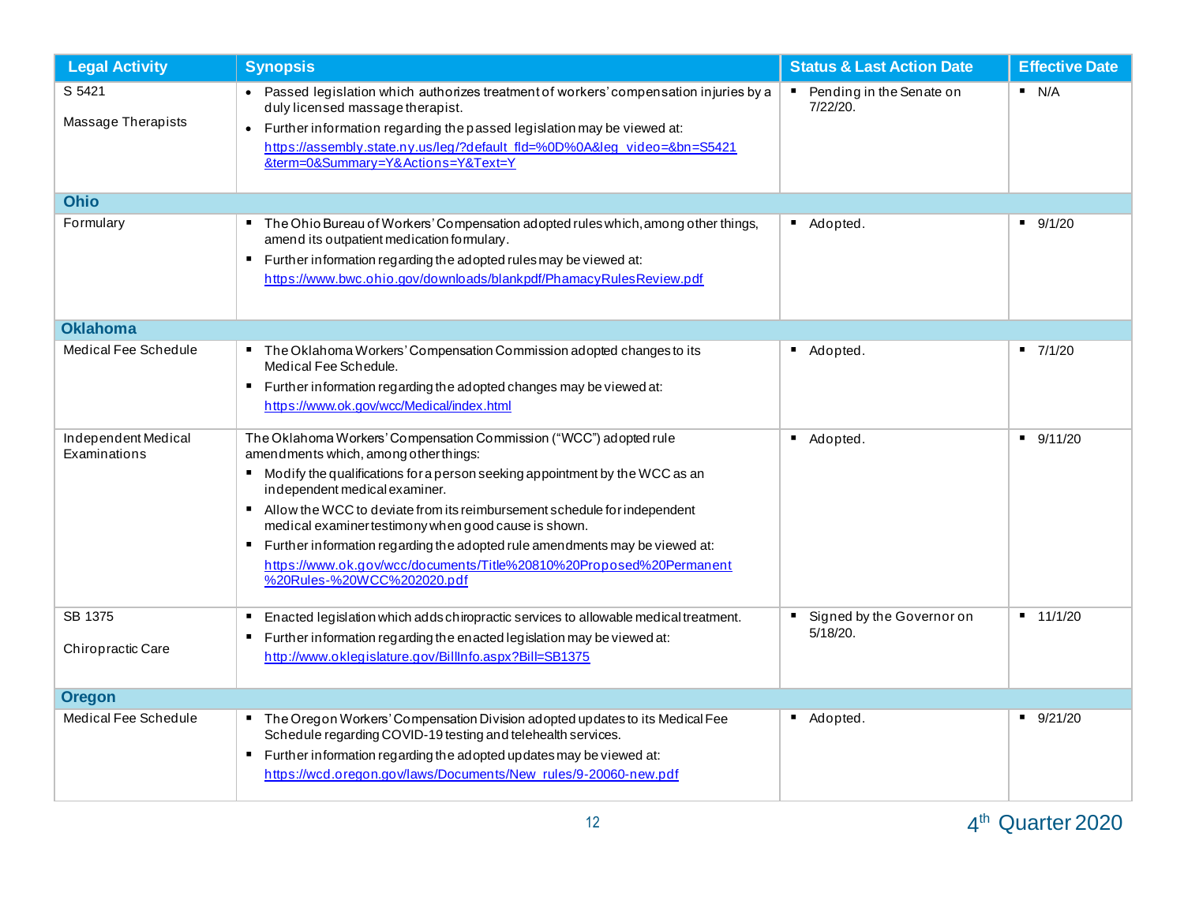| Legal Activity | Synopsis | Status & Last Action Date | Effective Date |
|---|---|---|---|
| S 5421<br><br>Massage Therapists | • Passed legislation which authorizes treatment of workers' compensation injuries by a duly licensed massage therapist.<br>• Further information regarding the passed legislation may be viewed at: https://assembly.state.ny.us/leg/?default_fld=%0D%0A&leg_video=&bn=S5421&term=0&Summary=Y&Actions=Y&Text=Y | ▪ Pending in the Senate on 7/22/20. | ▪ N/A |
| **Ohio** | | | |
| Formulary | ▪ The Ohio Bureau of Workers' Compensation adopted rules which, among other things, amend its outpatient medication formulary.<br>▪ Further information regarding the adopted rules may be viewed at: https://www.bwc.ohio.gov/downloads/blankpdf/PhamacyRulesReview.pdf | ▪ Adopted. | ▪ 9/1/20 |
| **Oklahoma** | | | |
| Medical Fee Schedule | ▪ The Oklahoma Workers' Compensation Commission adopted changes to its Medical Fee Schedule.<br>▪ Further information regarding the adopted changes may be viewed at: https://www.ok.gov/wcc/Medical/index.html | ▪ Adopted. | ▪ 7/1/20 |
| Independent Medical Examinations | The Oklahoma Workers' Compensation Commission ("WCC") adopted rule amendments which, among other things:<br>▪ Modify the qualifications for a person seeking appointment by the WCC as an independent medical examiner.<br>▪ Allow the WCC to deviate from its reimbursement schedule for independent medical examiner testimony when good cause is shown.<br>▪ Further information regarding the adopted rule amendments may be viewed at: https://www.ok.gov/wcc/documents/Title%20810%20Proposed%20Permanent%20Rules-%20WCC%202020.pdf | ▪ Adopted. | ▪ 9/11/20 |
| SB 1375<br><br>Chiropractic Care | ▪ Enacted legislation which adds chiropractic services to allowable medical treatment.<br>▪ Further information regarding the enacted legislation may be viewed at: http://www.oklegislature.gov/BillInfo.aspx?Bill=SB1375 | ▪ Signed by the Governor on 5/18/20. | ▪ 11/1/20 |
| **Oregon** | | | |
| Medical Fee Schedule | ▪ The Oregon Workers' Compensation Division adopted updates to its Medical Fee Schedule regarding COVID-19 testing and telehealth services.<br>▪ Further information regarding the adopted updates may be viewed at: https://wcd.oregon.gov/laws/Documents/New_rules/9-20060-new.pdf | ▪ Adopted. | ▪ 9/21/20 |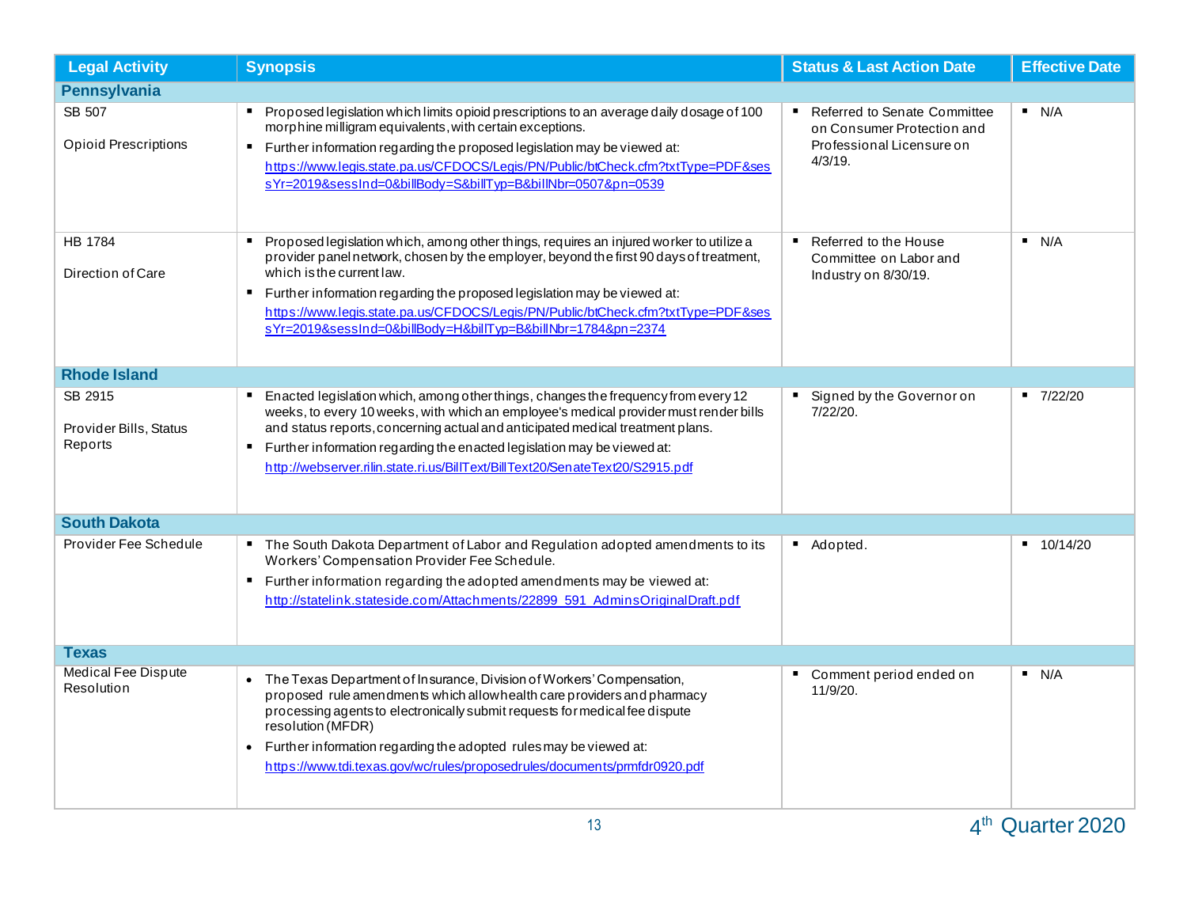| Legal Activity | Synopsis | Status & Last Action Date | Effective Date |
|---|---|---|---|
| **Pennsylvania** | | | |
| SB 507<br><br>Opioid Prescriptions | ▪ Proposed legislation which limits opioid prescriptions to an average daily dosage of 100 morphine milligram equivalents, with certain exceptions.<br>▪ Further information regarding the proposed legislation may be viewed at: https://www.legis.state.pa.us/CFDOCS/Legis/PN/Public/btCheck.cfm?txtType=PDF&sessYr=2019&sessInd=0&billBody=S&billTyp=B&billNbr=0507&pn=0539 | ▪ Referred to Senate Committee on Consumer Protection and Professional Licensure on 4/3/19. | ▪ N/A |
| HB 1784<br><br>Direction of Care | ▪ Proposed legislation which, among other things, requires an injured worker to utilize a provider panel network, chosen by the employer, beyond the first 90 days of treatment, which is the current law.<br>▪ Further information regarding the proposed legislation may be viewed at: https://www.legis.state.pa.us/CFDOCS/Legis/PN/Public/btCheck.cfm?txtType=PDF&sessYr=2019&sessInd=0&billBody=H&billTyp=B&billNbr=1784&pn=2374 | ▪ Referred to the House Committee on Labor and Industry on 8/30/19. | ▪ N/A |
| **Rhode Island** | | | |
| SB 2915<br><br>Provider Bills, Status Reports | ▪ Enacted legislation which, among other things, changes the frequency from every 12 weeks, to every 10 weeks, with which an employee's medical provider must render bills and status reports, concerning actual and anticipated medical treatment plans.<br>▪ Further information regarding the enacted legislation may be viewed at: http://webserver.rilin.state.ri.us/BillText/BillText20/SenateText20/S2915.pdf | ▪ Signed by the Governor on 7/22/20. | ▪ 7/22/20 |
| **South Dakota** | | | |
| Provider Fee Schedule | ▪ The South Dakota Department of Labor and Regulation adopted amendments to its Workers' Compensation Provider Fee Schedule.<br>▪ Further information regarding the adopted amendments may be viewed at: http://statelink.stateside.com/Attachments/22899_591_AdminsOriginalDraft.pdf | ▪ Adopted. | ▪ 10/14/20 |
| **Texas** | | | |
| Medical Fee Dispute Resolution | • The Texas Department of Insurance, Division of Workers' Compensation, proposed rule amendments which allow health care providers and pharmacy processing agents to electronically submit requests for medical fee dispute resolution (MFDR)<br>• Further information regarding the adopted rules may be viewed at: https://www.tdi.texas.gov/wc/rules/proposedrules/documents/prmfdr0920.pdf | ▪ Comment period ended on 11/9/20. | ▪ N/A |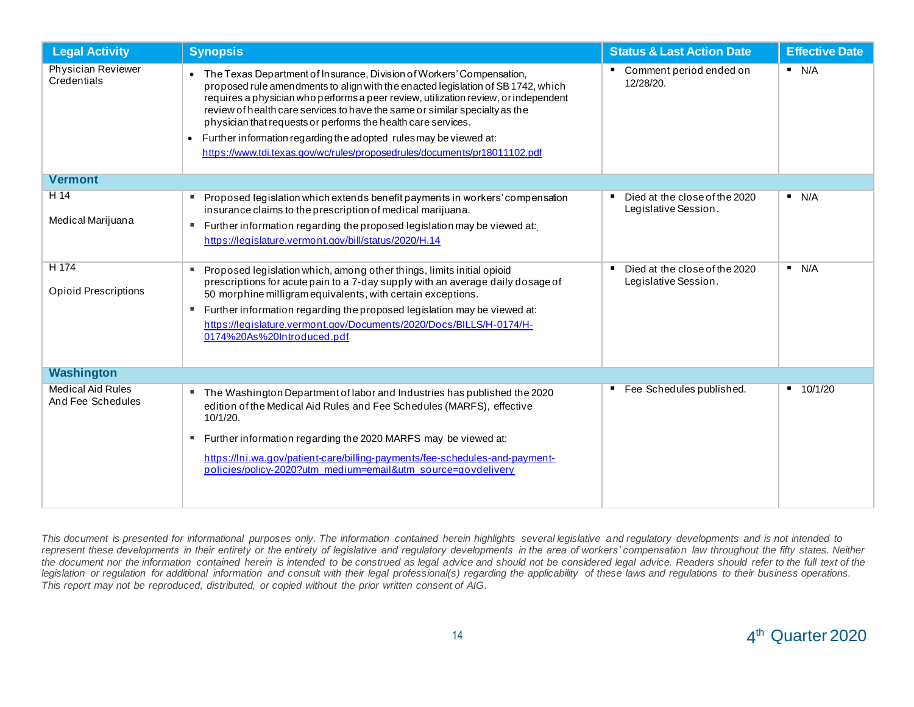| Legal Activity | Synopsis | Status & Last Action Date | Effective Date |
|---|---|---|---|
| Physician Reviewer Credentials | • The Texas Department of Insurance, Division of Workers' Compensation, proposed rule amendments to align with the enacted legislation of SB 1742, which requires a physician who performs a peer review, utilization review, or independent review of health care services to have the same or similar specialty as the physician that requests or performs the health care services.<br>• Further information regarding the adopted rules may be viewed at: https://www.tdi.texas.gov/wc/rules/proposedrules/documents/pr18011102.pdf | ▪ Comment period ended on 12/28/20. | ▪ N/A |
| **Vermont** | | | |
| H 14<br><br>Medical Marijuana | ▪ Proposed legislation which extends benefit payments in workers' compensation insurance claims to the prescription of medical marijuana.<br>▪ Further information regarding the proposed legislation may be viewed at: https://legislature.vermont.gov/bill/status/2020/H.14 | ▪ Died at the close of the 2020 Legislative Session. | ▪ N/A |
| H 174<br><br>Opioid Prescriptions | ▪ Proposed legislation which, among other things, limits initial opioid prescriptions for acute pain to a 7-day supply with an average daily dosage of 50 morphine milligram equivalents, with certain exceptions.<br>▪ Further information regarding the proposed legislation may be viewed at: https://legislature.vermont.gov/Documents/2020/Docs/BILLS/H-0174/H-0174%20As%20Introduced.pdf | ▪ Died at the close of the 2020 Legislative Session. | ▪ N/A |
| **Washington** | | | |
| Medical Aid Rules And Fee Schedules | ▪ The Washington Department of labor and Industries has published the 2020 edition of the Medical Aid Rules and Fee Schedules (MARFS), effective 10/1/20.<br>▪ Further information regarding the 2020 MARFS may be viewed at:<br>https://lni.wa.gov/patient-care/billing-payments/fee-schedules-and-payment-policies/policy-2020?utm_medium=email&utm_source=govdelivery | ▪ Fee Schedules published. | ▪ 10/1/20 |

*This document is presented for informational purposes only. The information contained herein highlights several legislative and regulatory developments and is not intended to represent these developments in their entirety or the entirety of legislative and regulatory developments in the area of workers' compensation law throughout the fifty states. Neither the document nor the information contained herein is intended to be construed as legal advice and should not be considered legal advice. Readers should refer to the full text of the legislation or regulation for additional information and consult with their legal professional(s) regarding the applicability of these laws and regulations to their business operations. This report may not be reproduced, distributed, or copied without the prior written consent of AIG.*